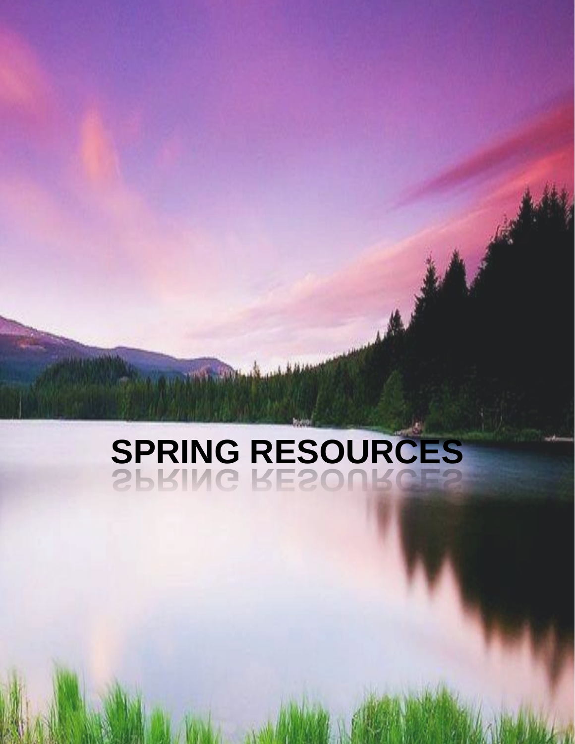# SPRING RESOURCES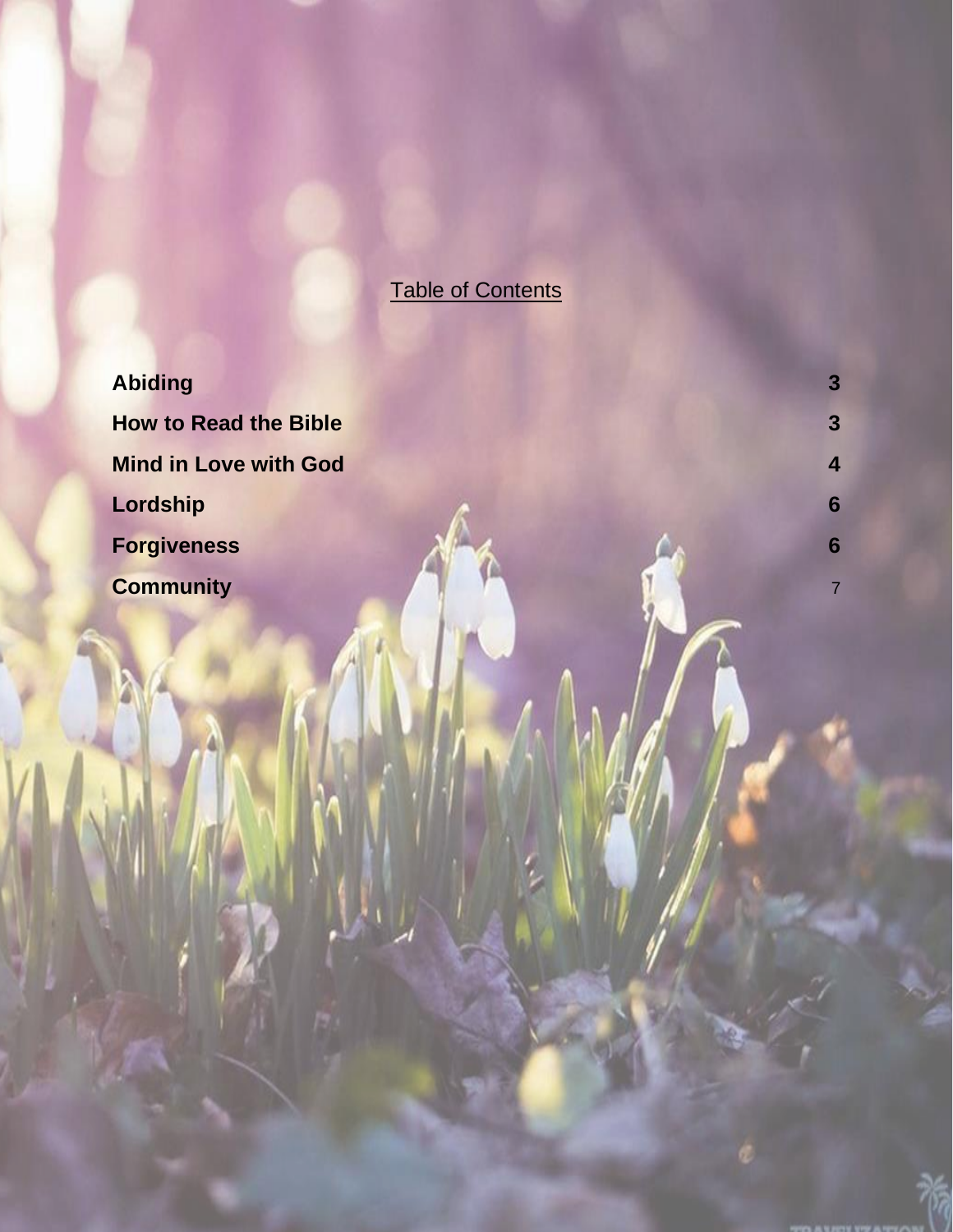# Table of Contents

| | |
|---|---|
| **Abiding** | **3** |
| **How to Read the Bible** | **3** |
| **Mind in Love with God** | **4** |
| **Lordship** | **6** |
| **Forgiveness** | **6** |
| **Community** | 7 |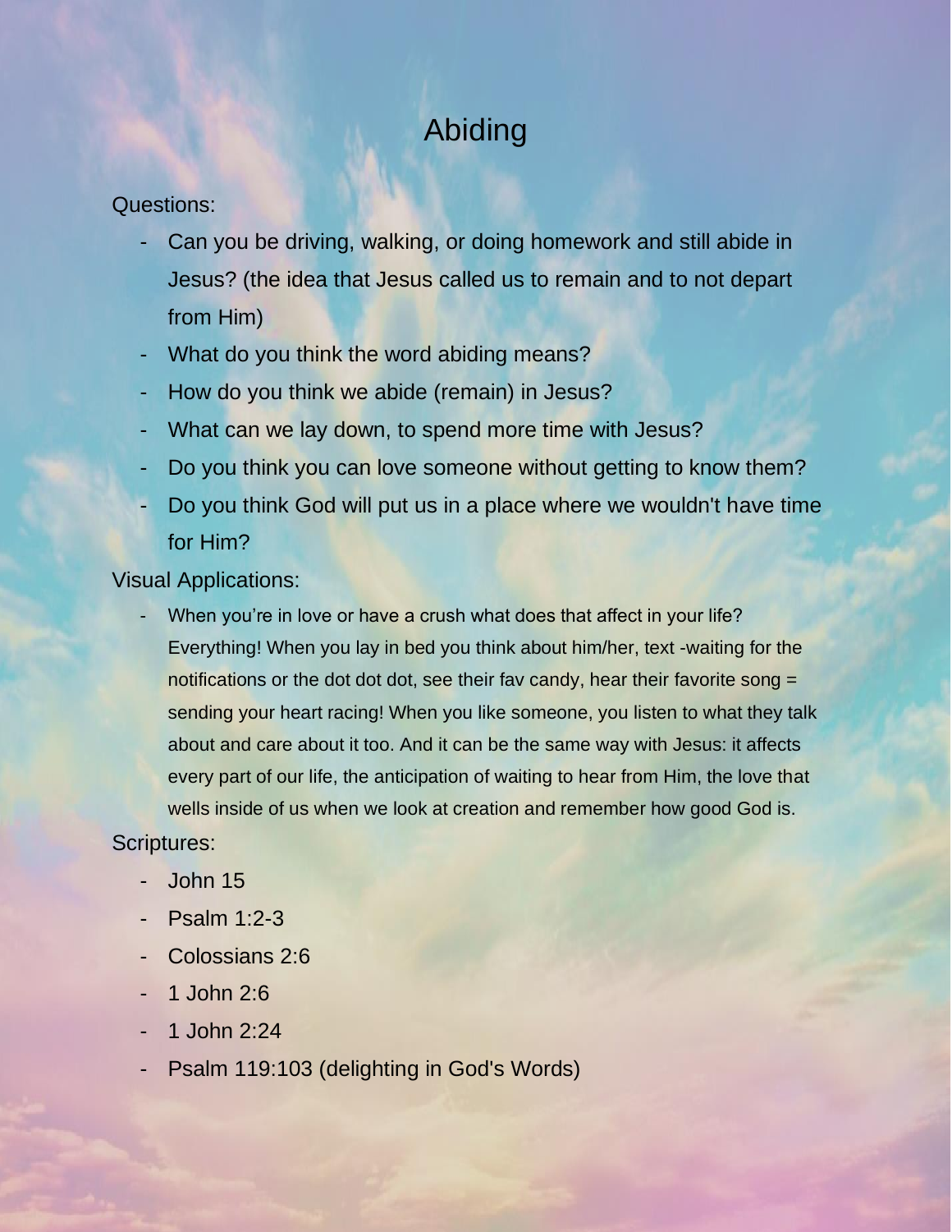# Abiding

Questions:

- Can you be driving, walking, or doing homework and still abide in Jesus? (the idea that Jesus called us to remain and to not depart from Him)
- What do you think the word abiding means?
- How do you think we abide (remain) in Jesus?
- What can we lay down, to spend more time with Jesus?
- Do you think you can love someone without getting to know them?
- Do you think God will put us in a place where we wouldn't have time for Him?

Visual Applications:

- When you're in love or have a crush what does that affect in your life? Everything! When you lay in bed you think about him/her, text -waiting for the notifications or the dot dot dot, see their fav candy, hear their favorite song = sending your heart racing! When you like someone, you listen to what they talk about and care about it too. And it can be the same way with Jesus: it affects every part of our life, the anticipation of waiting to hear from Him, the love that wells inside of us when we look at creation and remember how good God is.

Scriptures:

- John 15
- Psalm 1:2-3
- Colossians 2:6
- 1 John 2:6
- 1 John 2:24
- Psalm 119:103 (delighting in God's Words)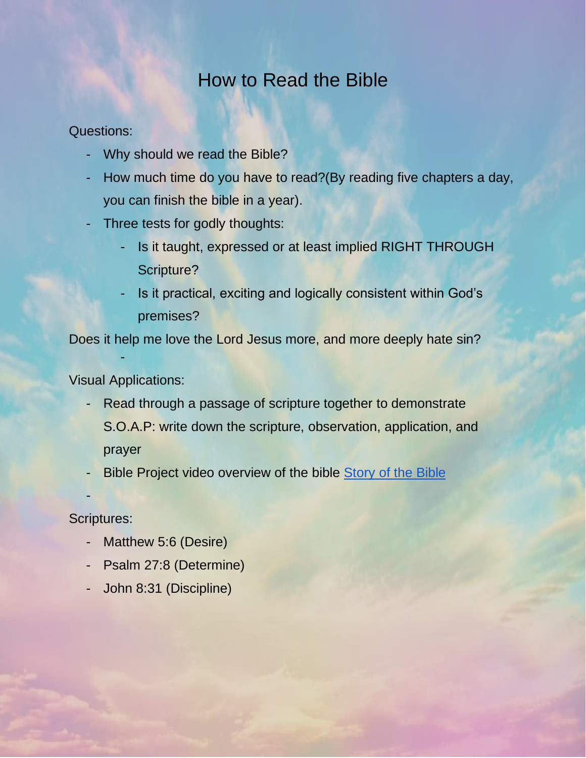# How to Read the Bible

Questions:

- Why should we read the Bible?
- How much time do you have to read?(By reading five chapters a day, you can finish the bible in a year).
- Three tests for godly thoughts:
  - Is it taught, expressed or at least implied RIGHT THROUGH Scripture?
  - Is it practical, exciting and logically consistent within God's premises?

Does it help me love the Lord Jesus more, and more deeply hate sin?

Visual Applications:

- Read through a passage of scripture together to demonstrate S.O.A.P: write down the scripture, observation, application, and prayer
- Bible Project video overview of the bible Story of the Bible

Scriptures:

- Matthew 5:6 (Desire)
- Psalm 27:8 (Determine)
- John 8:31 (Discipline)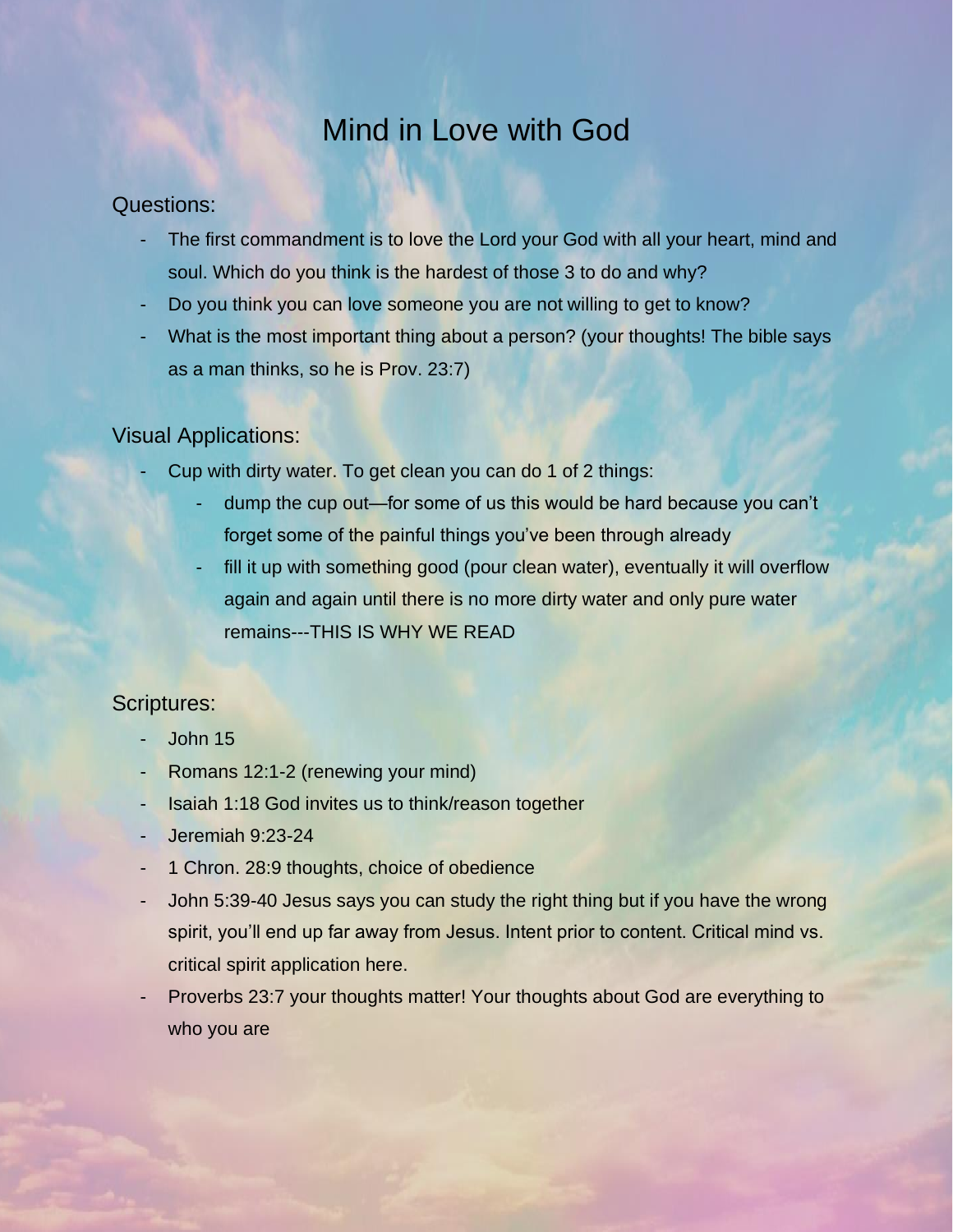# Mind in Love with God

## Questions:

- The first commandment is to love the Lord your God with all your heart, mind and soul. Which do you think is the hardest of those 3 to do and why?
- Do you think you can love someone you are not willing to get to know?
- What is the most important thing about a person? (your thoughts! The bible says as a man thinks, so he is Prov. 23:7)

## Visual Applications:

- Cup with dirty water. To get clean you can do 1 of 2 things:
  - dump the cup out—for some of us this would be hard because you can't forget some of the painful things you've been through already
  - fill it up with something good (pour clean water), eventually it will overflow again and again until there is no more dirty water and only pure water remains---THIS IS WHY WE READ

## Scriptures:

- John 15
- Romans 12:1-2 (renewing your mind)
- Isaiah 1:18 God invites us to think/reason together
- Jeremiah 9:23-24
- 1 Chron. 28:9 thoughts, choice of obedience
- John 5:39-40 Jesus says you can study the right thing but if you have the wrong spirit, you'll end up far away from Jesus. Intent prior to content. Critical mind vs. critical spirit application here.
- Proverbs 23:7 your thoughts matter! Your thoughts about God are everything to who you are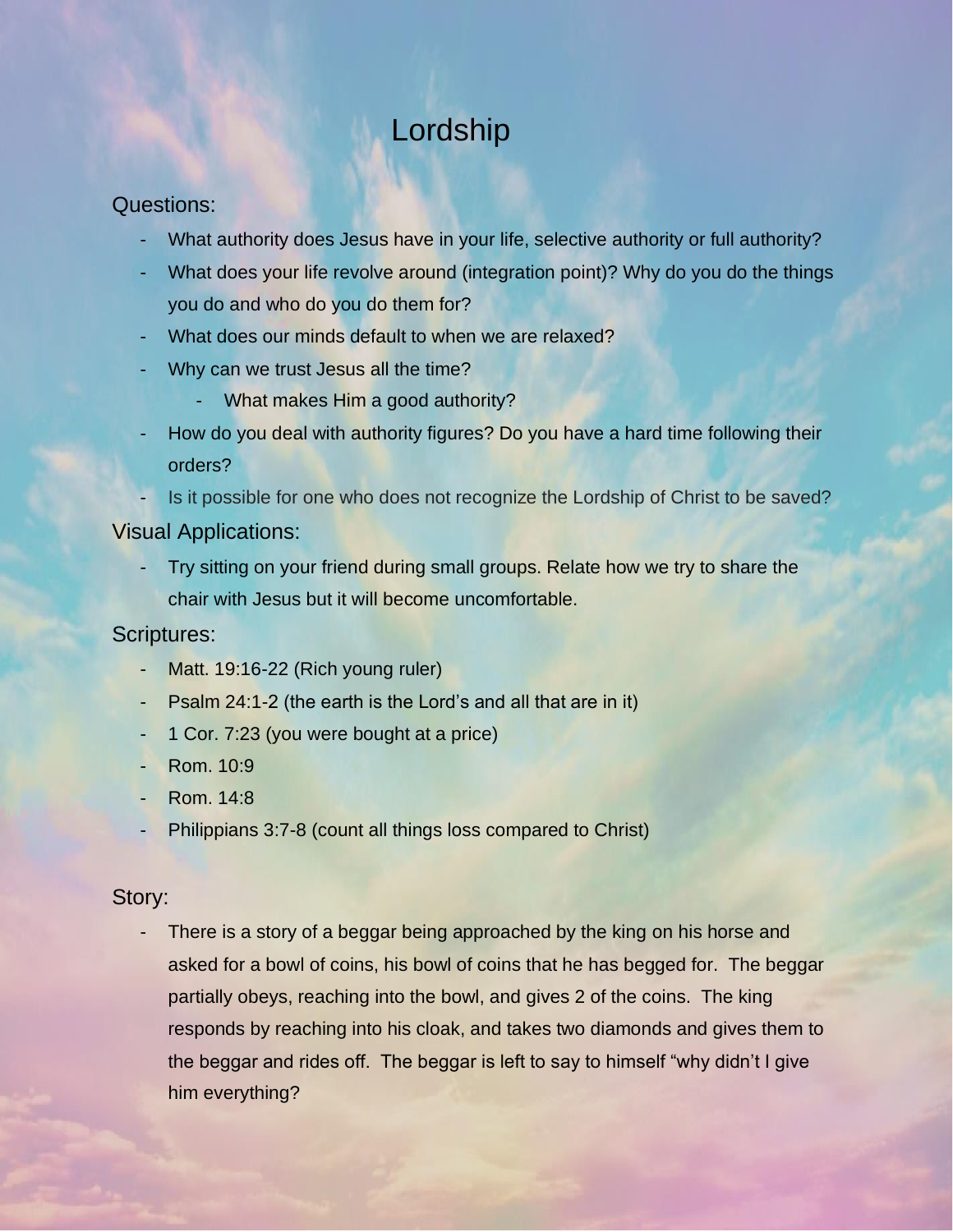# Lordship

## Questions:

- What authority does Jesus have in your life, selective authority or full authority?
- What does your life revolve around (integration point)? Why do you do the things you do and who do you do them for?
- What does our minds default to when we are relaxed?
- Why can we trust Jesus all the time?
    - What makes Him a good authority?
- How do you deal with authority figures? Do you have a hard time following their orders?
- Is it possible for one who does not recognize the Lordship of Christ to be saved?

## Visual Applications:

- Try sitting on your friend during small groups. Relate how we try to share the chair with Jesus but it will become uncomfortable.

## Scriptures:

- Matt. 19:16-22 (Rich young ruler)
- Psalm 24:1-2 (the earth is the Lord's and all that are in it)
- 1 Cor. 7:23 (you were bought at a price)
- Rom. 10:9
- Rom. 14:8
- Philippians 3:7-8 (count all things loss compared to Christ)

## Story:

- There is a story of a beggar being approached by the king on his horse and asked for a bowl of coins, his bowl of coins that he has begged for. The beggar partially obeys, reaching into the bowl, and gives 2 of the coins. The king responds by reaching into his cloak, and takes two diamonds and gives them to the beggar and rides off. The beggar is left to say to himself "why didn't I give him everything?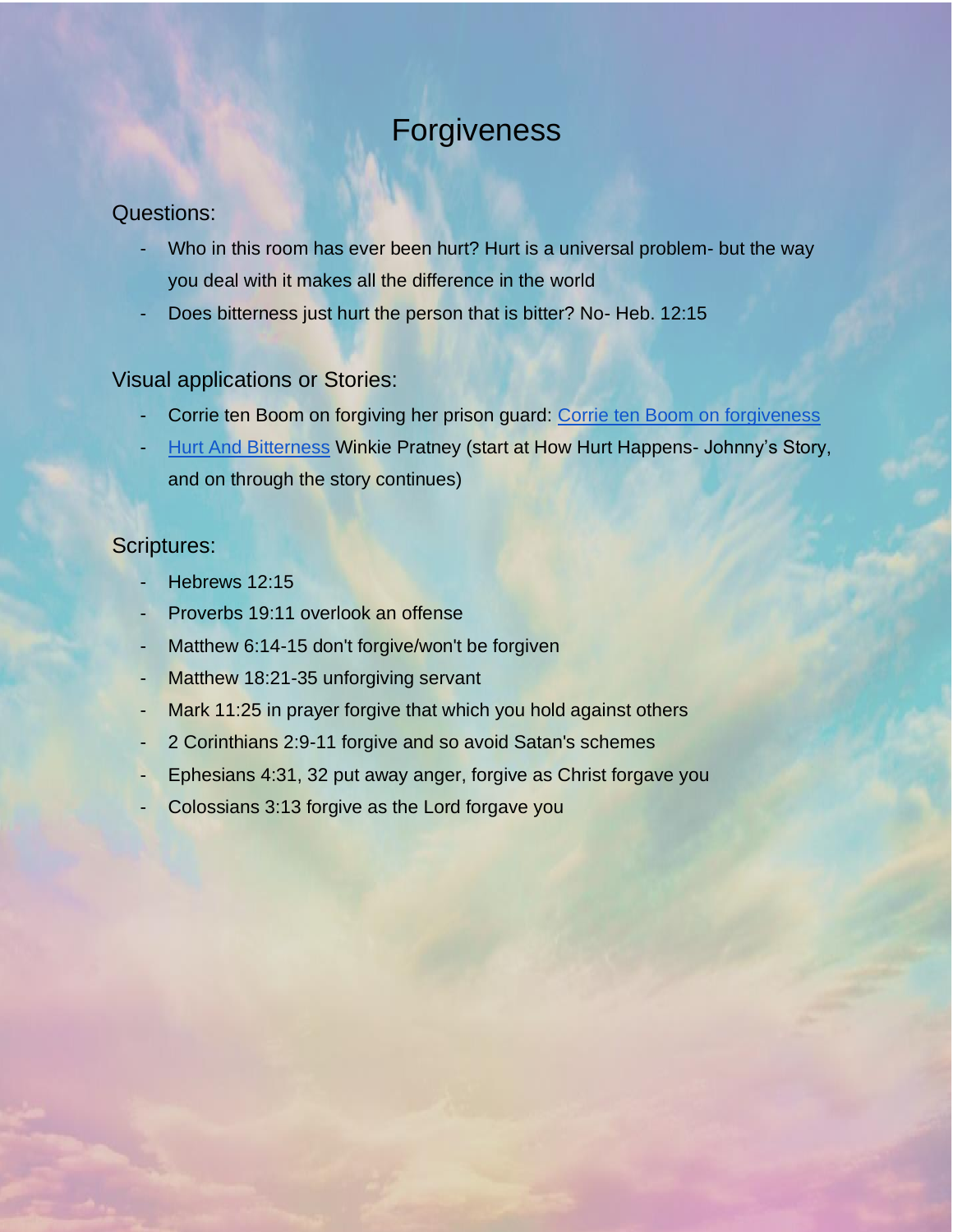# Forgiveness

## Questions:

- Who in this room has ever been hurt? Hurt is a universal problem- but the way you deal with it makes all the difference in the world
- Does bitterness just hurt the person that is bitter? No- Heb. 12:15

## Visual applications or Stories:

- Corrie ten Boom on forgiving her prison guard: Corrie ten Boom on forgiveness
- Hurt And Bitterness Winkie Pratney (start at How Hurt Happens- Johnny's Story, and on through the story continues)

## Scriptures:

- Hebrews 12:15
- Proverbs 19:11 overlook an offense
- Matthew 6:14-15 don't forgive/won't be forgiven
- Matthew 18:21-35 unforgiving servant
- Mark 11:25 in prayer forgive that which you hold against others
- 2 Corinthians 2:9-11 forgive and so avoid Satan's schemes
- Ephesians 4:31, 32 put away anger, forgive as Christ forgave you
- Colossians 3:13 forgive as the Lord forgave you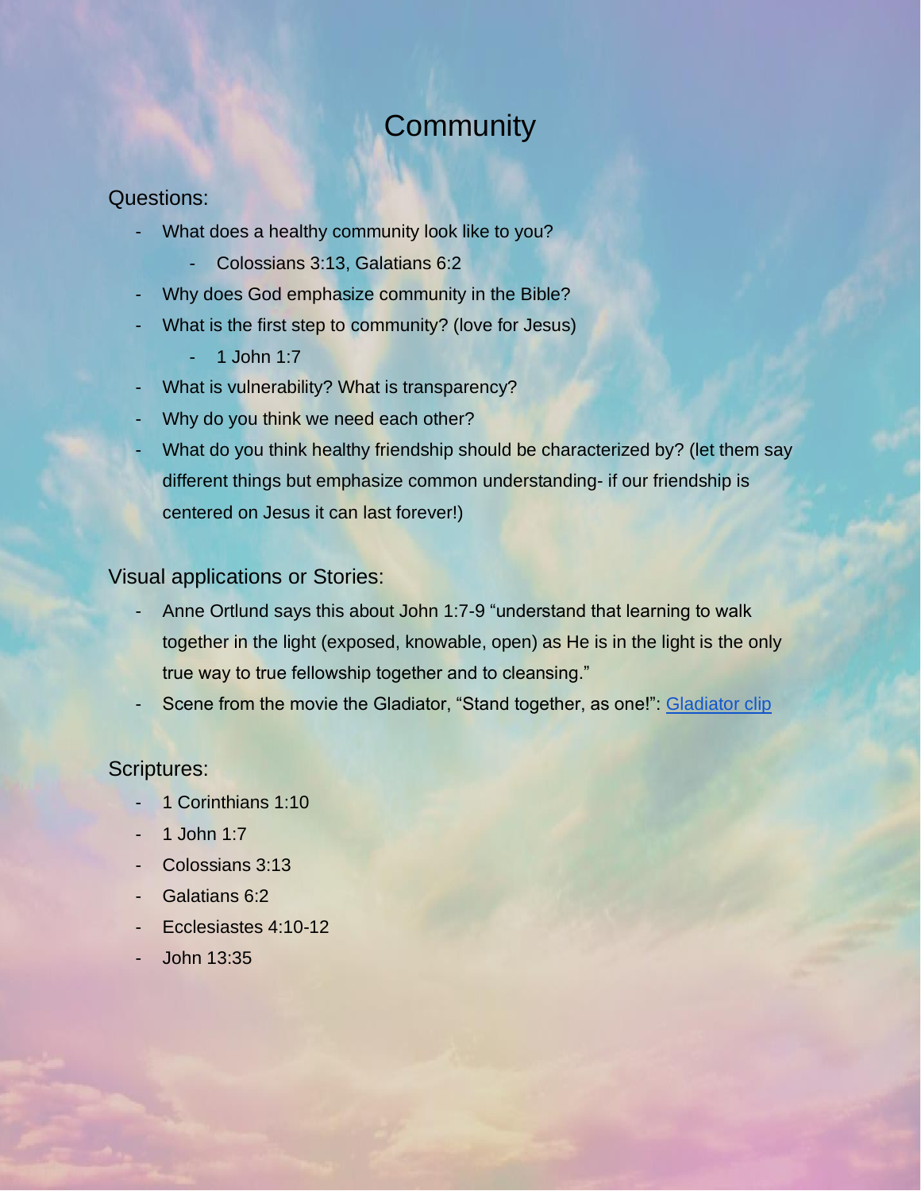# Community

## Questions:

- What does a healthy community look like to you?
  - Colossians 3:13, Galatians 6:2
- Why does God emphasize community in the Bible?
- What is the first step to community? (love for Jesus)
  - 1 John 1:7
- What is vulnerability? What is transparency?
- Why do you think we need each other?
- What do you think healthy friendship should be characterized by? (let them say different things but emphasize common understanding- if our friendship is centered on Jesus it can last forever!)

## Visual applications or Stories:

- Anne Ortlund says this about John 1:7-9 "understand that learning to walk together in the light (exposed, knowable, open) as He is in the light is the only true way to true fellowship together and to cleansing."
- Scene from the movie the Gladiator, "Stand together, as one!": Gladiator clip

## Scriptures:

- 1 Corinthians 1:10
- 1 John 1:7
- Colossians 3:13
- Galatians 6:2
- Ecclesiastes 4:10-12
- John 13:35